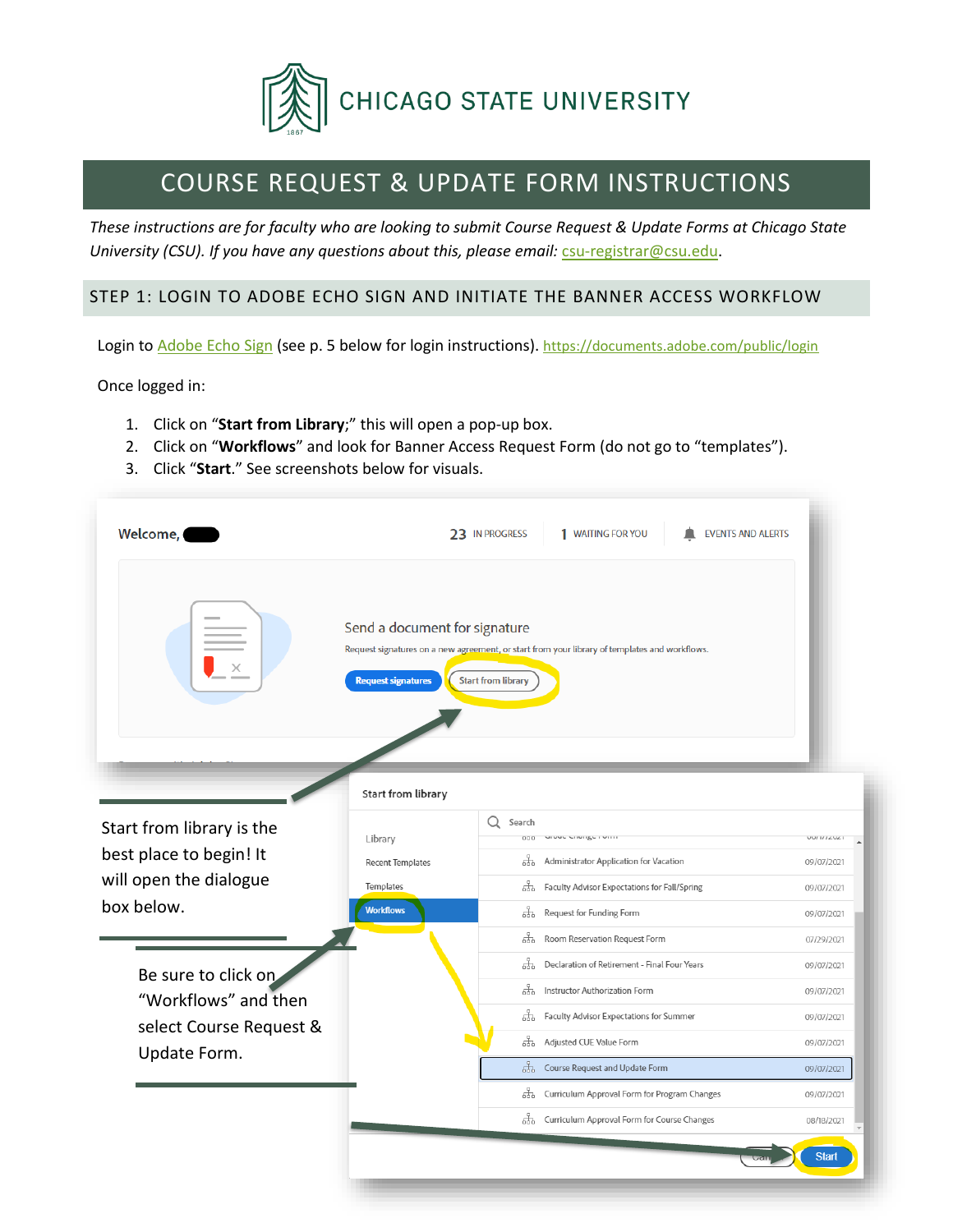# CHICAGO STATE UNIVERSITY

## COURSE REQUEST & UPDATE FORM INSTRUCTIONS

*These instructions are for faculty who are looking to submit Course Request & Update Forms at Chicago State University (CSU). If you have any questions about this, please email: csu-registrar@csu.edu.*

### STEP 1: LOGIN TO ADOBE ECHO SIGN AND INITIATE THE BANNER ACCESS WORKFLOW

Login to Adobe Echo Sign (see p. 5 below for login instructions). https://documents.adobe.com/public/login

Once logged in:

1. Click on "**Start from Library**;" this will open a pop-up box.
2. Click on "**Workflows**" and look for Banner Access Request Form (do not go to "templates").
3. Click "**Start**." See screenshots below for visuals.

Start from library is the best place to begin! It will open the dialogue box below.

Be sure to click on "Workflows" and then select Course Request & Update Form.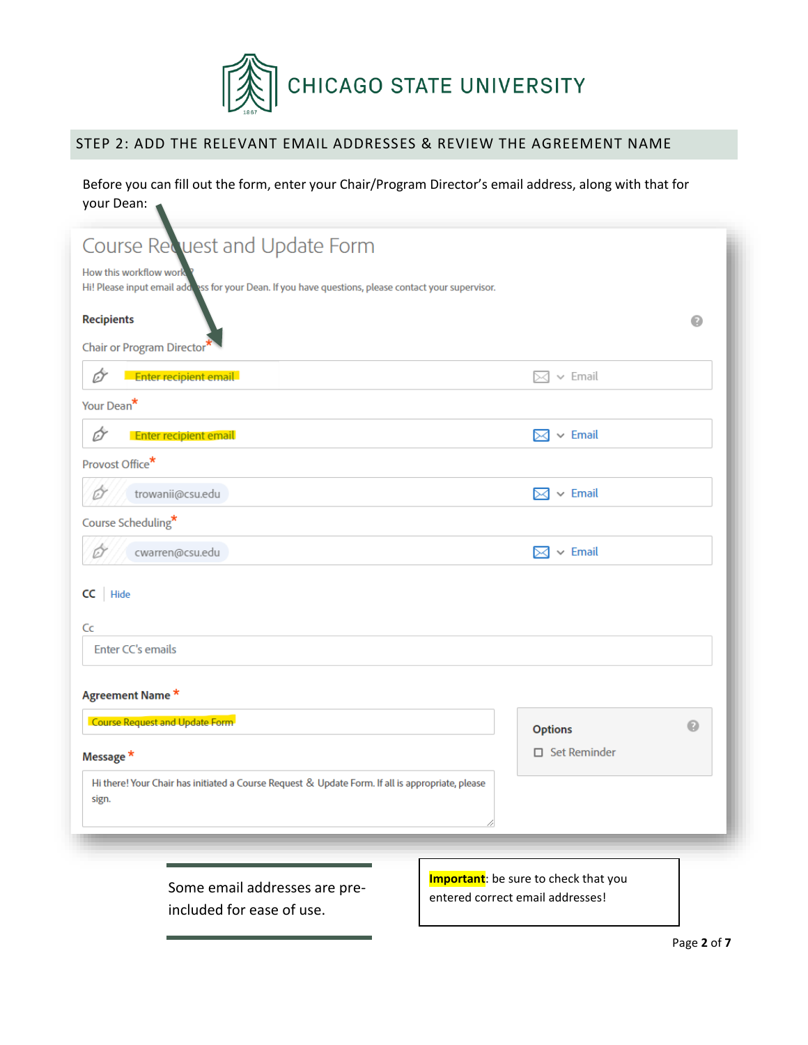CHICAGO STATE UNIVERSITY

## STEP 2: ADD THE RELEVANT EMAIL ADDRESSES & REVIEW THE AGREEMENT NAME

Before you can fill out the form, enter your Chair/Program Director's email address, along with that for your Dean:

Course Request and Update Form

How this workflow works?

Hi! Please input email address for your Dean. If you have questions, please contact your supervisor.

**Recipients**

Chair or Program Director*

Enter recipient email — Email

Your Dean*

Enter recipient email — Email

Provost Office*

trowanii@csu.edu — Email

Course Scheduling*

cwarren@csu.edu — Email

**CC** | Hide

Cc

Enter CC's emails

**Agreement Name** *

Course Request and Update Form

**Message** *

Hi there! Your Chair has initiated a Course Request & Update Form. If all is appropriate, please sign.

**Options**

☐ Set Reminder

Some email addresses are pre-included for ease of use.

**Important**: be sure to check that you entered correct email addresses!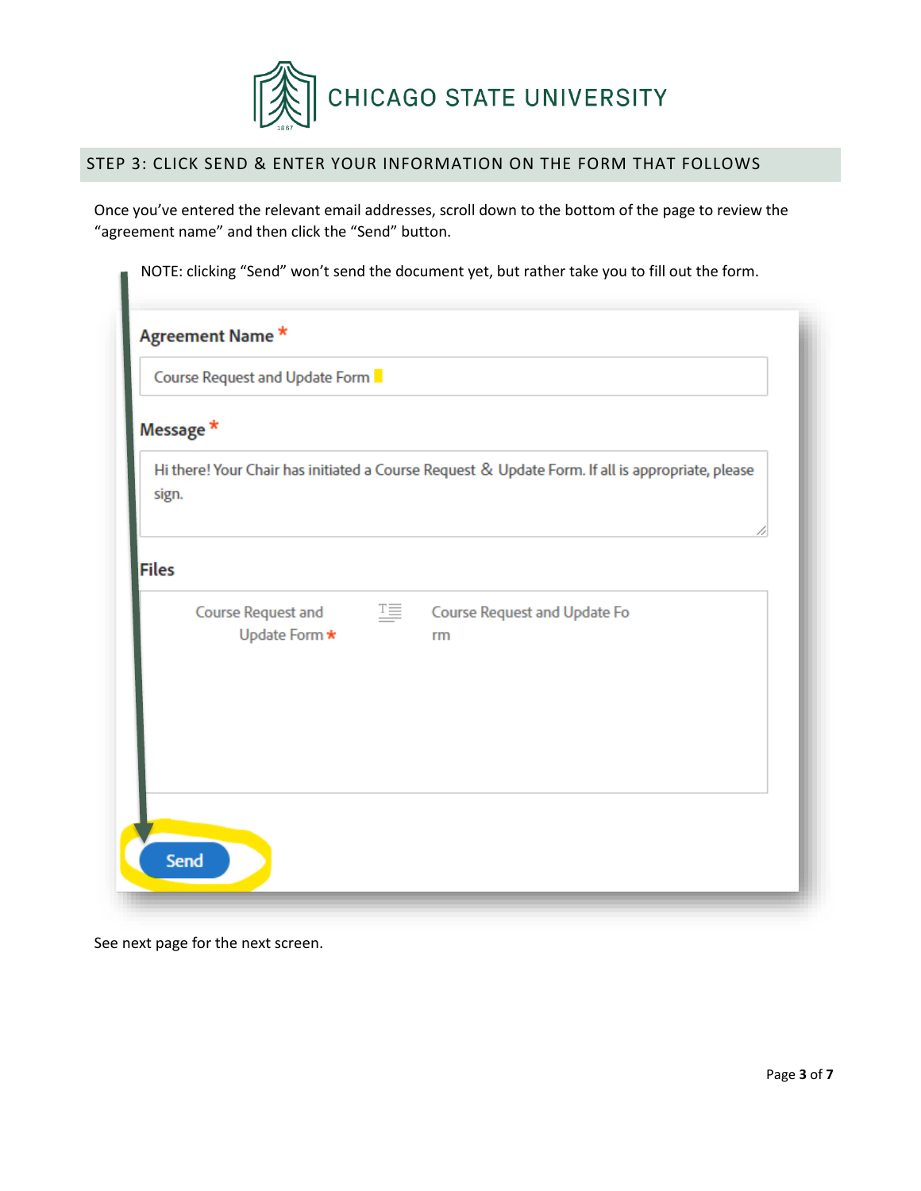## STEP 3: CLICK SEND & ENTER YOUR INFORMATION ON THE FORM THAT FOLLOWS

Once you've entered the relevant email addresses, scroll down to the bottom of the page to review the "agreement name" and then click the "Send" button.

NOTE: clicking "Send" won't send the document yet, but rather take you to fill out the form.

**Agreement Name** *

Course Request and Update Form

**Message** *

Hi there! Your Chair has initiated a Course Request & Update Form. If all is appropriate, please sign.

**Files**

Course Request and Update Form * | Course Request and Update Form

**Send**

See next page for the next screen.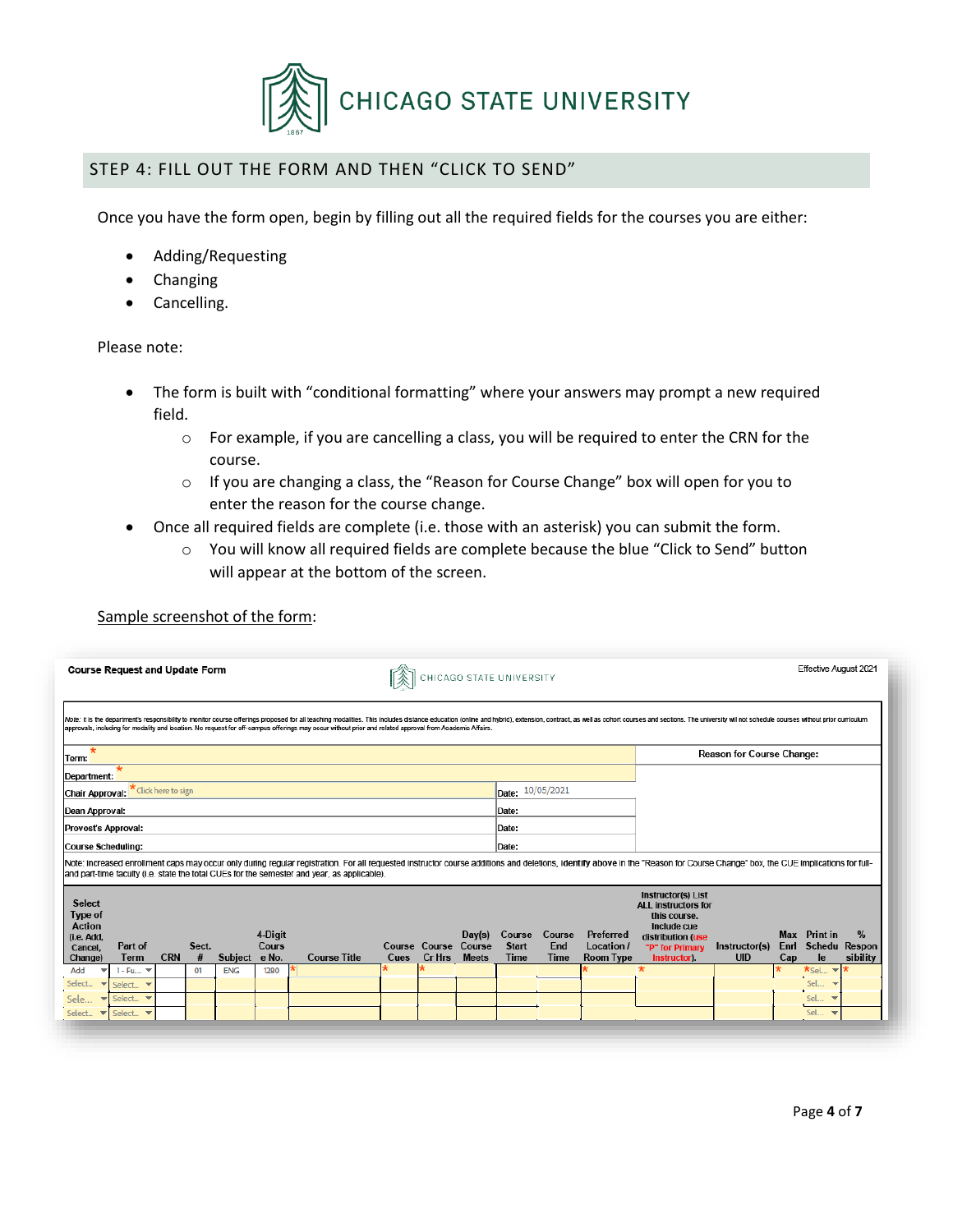## STEP 4: FILL OUT THE FORM AND THEN "CLICK TO SEND"

Once you have the form open, begin by filling out all the required fields for the courses you are either:

- Adding/Requesting
- Changing
- Cancelling.

Please note:

- The form is built with "conditional formatting" where your answers may prompt a new required field.
  - For example, if you are cancelling a class, you will be required to enter the CRN for the course.
  - If you are changing a class, the "Reason for Course Change" box will open for you to enter the reason for the course change.
- Once all required fields are complete (i.e. those with an asterisk) you can submit the form.
  - You will know all required fields are complete because the blue "Click to Send" button will appear at the bottom of the screen.

Sample screenshot of the form:

**Course Request and Update Form** — CHICAGO STATE UNIVERSITY — Effective August 2021

Note: It is the department's responsibility to monitor course offerings proposed for all teaching modalities. This includes distance education (online and hybrid), extension, contract, as well as cohort courses and sections. The university will not schedule courses without prior curriculum approvals, including for modality and location. No request for off-campus offerings may occur without prior and related approval from Academic Affairs.

| | | Reason for Course Change: |
|---|---|---|
| Term: * | | |
| Department: * | | |
| Chair Approval: * Click here to sign | Date: 10/05/2021 | |
| Dean Approval: | Date: | |
| Provost's Approval: | Date: | |
| Course Scheduling: | Date: | |

Note: Increased enrollment caps may occur only during regular registration. For all requested instructor course additions and deletions, identify above in the "Reason for Course Change" box, the CUE implications for full- and part-time faculty (i.e. state the total CUEs for the semester and year, as applicable).

| Select Type of Action (i.e. Add, Cancel, Change) | Part of Term | CRN | Sect. # | Subject | 4-Digit Course No. | Course Title | Course Cues | Course Cr Hrs | Day(s) Course Meets | Course Start Time | Course End Time | Preferred Location / Room Type | Instructor(s) List ALL instructors for this course. Include cue distribution (use "P" for Primary Instructor). | Instructor(s) UID | Max Enrl Cap | Print in Schedule | % Responsibility |
|---|---|---|---|---|---|---|---|---|---|---|---|---|---|---|---|---|---|
| Add | 1 - Fu... | | 01 | ENG | 1280 | * | * | * | | | | * | * | | * | *Sel... | * |
| Select... | Select... | | | | | | | | | | | | | | | Sel... | |
| Sele... | Select... | | | | | | | | | | | | | | | Sel... | |
| Select... | Select... | | | | | | | | | | | | | | | Sel... | |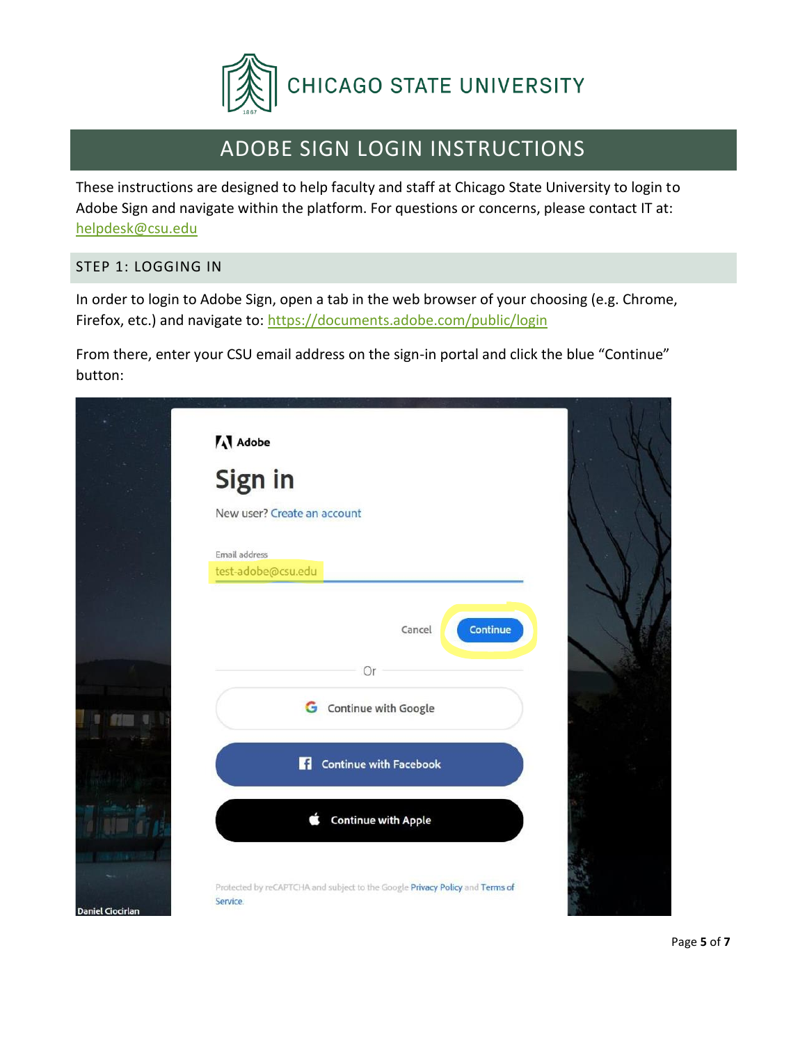# ADOBE SIGN LOGIN INSTRUCTIONS

These instructions are designed to help faculty and staff at Chicago State University to login to Adobe Sign and navigate within the platform. For questions or concerns, please contact IT at: helpdesk@csu.edu

## STEP 1: LOGGING IN

In order to login to Adobe Sign, open a tab in the web browser of your choosing (e.g. Chrome, Firefox, etc.) and navigate to: https://documents.adobe.com/public/login

From there, enter your CSU email address on the sign-in portal and click the blue "Continue" button: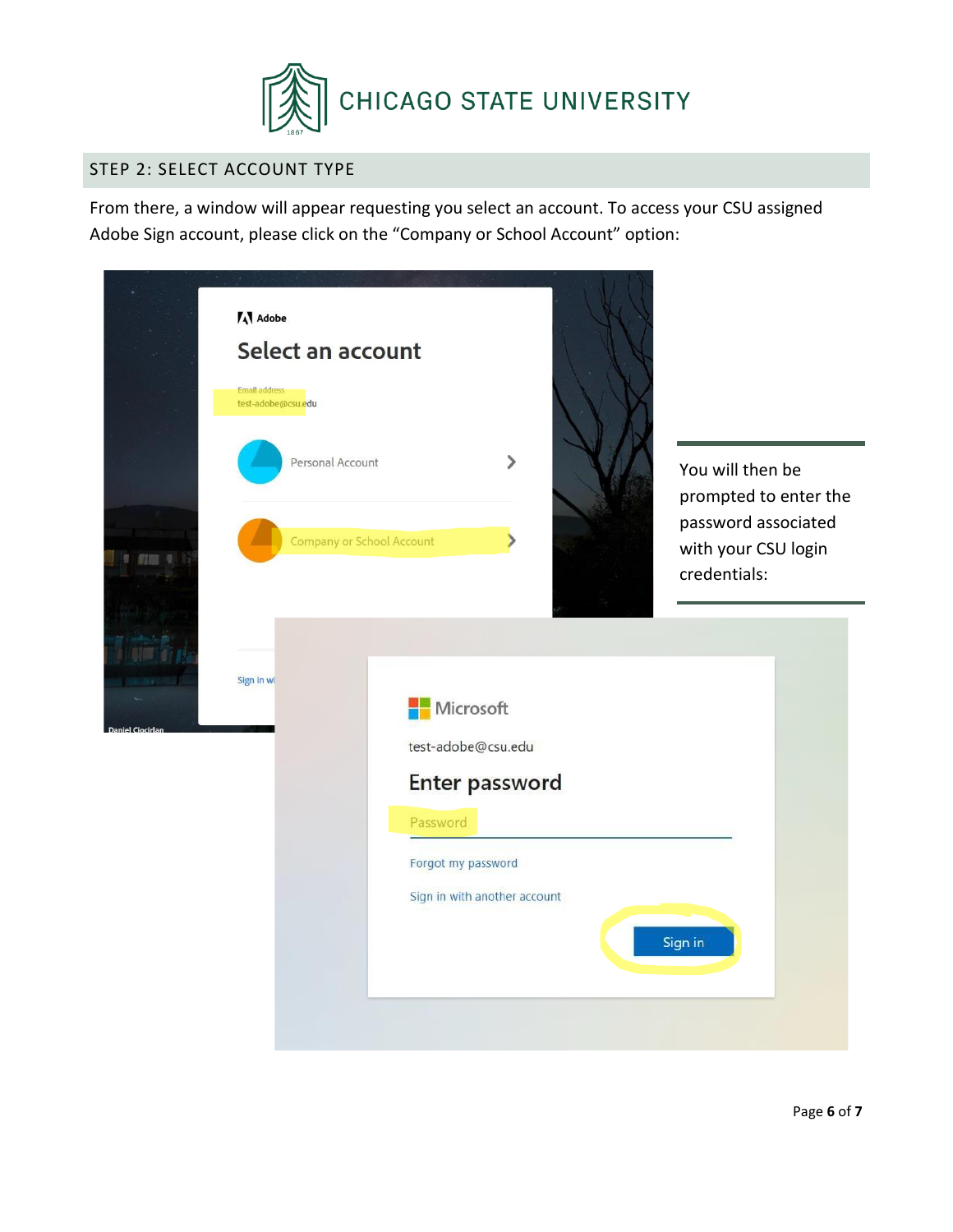## STEP 2: SELECT ACCOUNT TYPE

From there, a window will appear requesting you select an account. To access your CSU assigned Adobe Sign account, please click on the "Company or School Account" option:

You will then be prompted to enter the password associated with your CSU login credentials: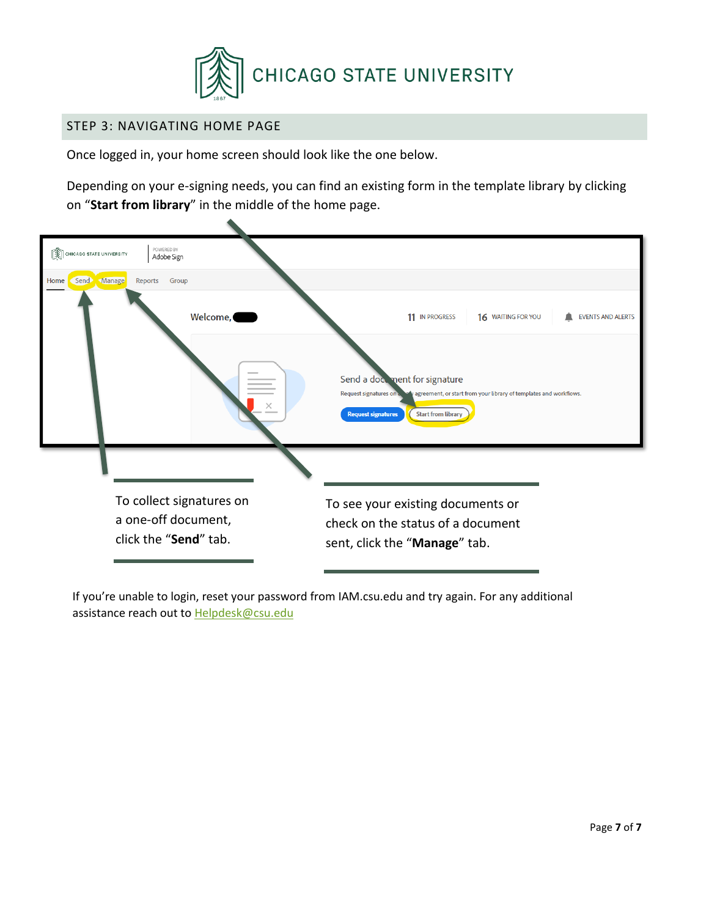## STEP 3: NAVIGATING HOME PAGE

Once logged in, your home screen should look like the one below.

Depending on your e-signing needs, you can find an existing form in the template library by clicking on "**Start from library**" in the middle of the home page.

To collect signatures on a one-off document, click the "**Send**" tab.

To see your existing documents or check on the status of a document sent, click the "**Manage**" tab.

If you're unable to login, reset your password from IAM.csu.edu and try again. For any additional assistance reach out to [Helpdesk@csu.edu](mailto:Helpdesk@csu.edu)